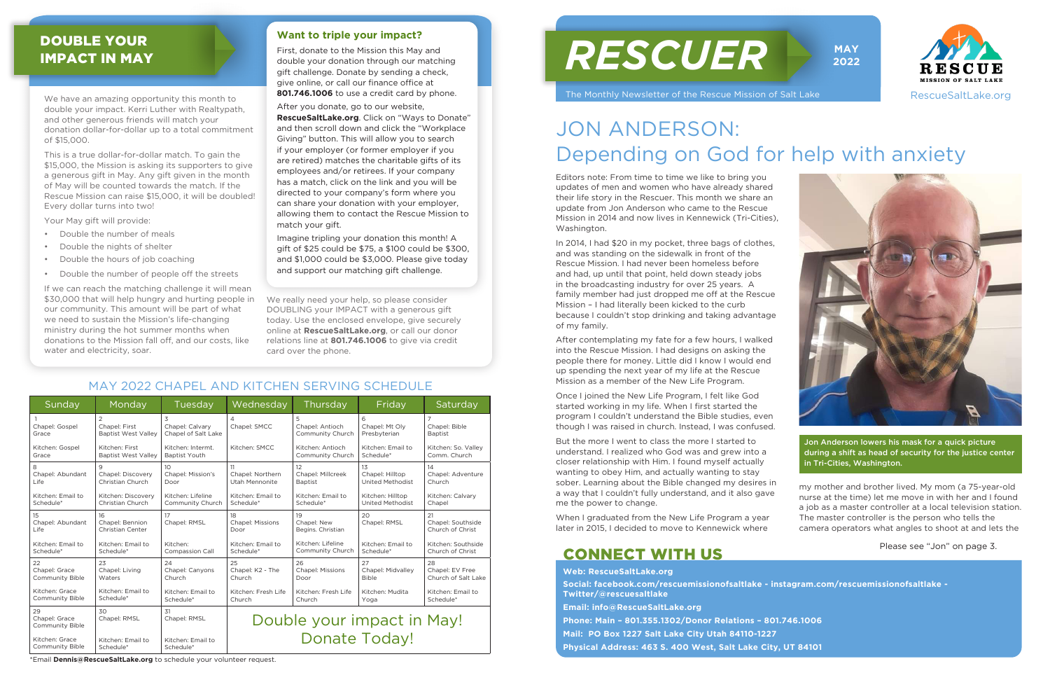# DOUBLE YOUR IMPACT IN MAY

We have an amazing opportunity this month to double your impact. Kerri Luther with Realtypath, and other generous friends will match your donation dollar-for-dollar up to a total commitment of $15,000.

This is a true dollar-for-dollar match. To gain the $15,000, the Mission is asking its supporters to give a generous gift in May. Any gift given in the month of May will be counted towards the match. If the Rescue Mission can raise $15,000, it will be doubled! Every dollar turns into two!

Your May gift will provide:

- Double the number of meals
- Double the nights of shelter
- Double the hours of job coaching
- Double the number of people off the streets

If we can reach the matching challenge it will mean $30,000 that will help hungry and hurting people in our community. This amount will be part of what we need to sustain the Mission's life-changing ministry during the hot summer months when donations to the Mission fall off, and our costs, like water and electricity, soar.

### Want to triple your impact?

First, donate to the Mission this May and double your donation through our matching gift challenge. Donate by sending a check, give online, or call our finance office at **801.746.1006** to use a credit card by phone.

After you donate, go to our website, **RescueSaltLake.org**. Click on "Ways to Donate" and then scroll down and click the "Workplace Giving" button. This will allow you to search if your employer (or former employer if you are retired) matches the charitable gifts of its employees and/or retirees. If your company has a match, click on the link and you will be directed to your company's form where you can share your donation with your employer, allowing them to contact the Rescue Mission to match your gift.

Imagine tripling your donation this month! A gift of $25 could be $75, a $100 could be $300, and $1,000 could be $3,000. Please give today and support our matching gift challenge.

We really need your help, so please consider DOUBLING your IMPACT with a generous gift today. Use the enclosed envelope, give securely online at **RescueSaltLake.org**, or call our donor relations line at **801.746.1006** to give via credit card over the phone.

## MAY 2022 CHAPEL AND KITCHEN SERVING SCHEDULE

| Sunday | Monday | Tuesday | Wednesday | Thursday | Friday | Saturday |
|---|---|---|---|---|---|---|
| 1<br>Chapel: Gospel Grace<br>Kitchen: Gospel Grace | 2<br>Chapel: First Baptist West Valley<br>Kitchen: First Baptist West Valley | 3<br>Chapel: Calvary Chapel of Salt Lake<br>Kitchen: Intermt. Baptist Youth | 4<br>Chapel: SMCC<br>Kitchen: SMCC | 5<br>Chapel: Antioch Community Church<br>Kitchen: Antioch Community Church | 6<br>Chapel: Mt Oly Presbyterian<br>Kitchen: Email to Schedule* | 7<br>Chapel: Bible Baptist<br>Kitchen: So. Valley Comm. Church |
| 8<br>Chapel: Abundant Life<br>Kitchen: Email to Schedule* | 9<br>Chapel: Discovery Christian Church<br>Kitchen: Discovery Christian Church | 10<br>Chapel: Mission's Door<br>Kitchen: Lifeline Community Church | 11<br>Chapel: Northern Utah Mennonite<br>Kitchen: Email to Schedule* | 12<br>Chapel: Millcreek Baptist<br>Kitchen: Email to Schedule* | 13<br>Chapel: Hilltop United Methodist<br>Kitchen: Hilltop United Methodist | 14<br>Chapel: Adventure Church<br>Kitchen: Calvary Chapel |
| 15<br>Chapel: Abundant Life<br>Kitchen: Email to Schedule* | 16<br>Chapel: Bennion Christian Center<br>Kitchen: Email to Schedule* | 17<br>Chapel: RMSL<br>Kitchen: Compassion Call | 18<br>Chapel: Missions Door<br>Kitchen: Email to Schedule* | 19<br>Chapel: New Begins. Christian<br>Kitchen: Lifeline Community Church | 20<br>Chapel: RMSL<br>Kitchen: Email to Schedule* | 21<br>Chapel: Southside Church of Christ<br>Kitchen: Southside Church of Christ |
| 22<br>Chapel: Grace Community Bible<br>Kitchen: Grace Community Bible | 23<br>Chapel: Living Waters<br>Kitchen: Email to Schedule* | 24<br>Chapel: Canyons Church<br>Kitchen: Email to Schedule* | 25<br>Chapel: K2 - The Church<br>Kitchen: Fresh Life Church | 26<br>Chapel: Missions Door<br>Kitchen: Fresh Life Church | 27<br>Chapel: Midvalley Bible<br>Kitchen: Mudita Yoga | 28<br>Chapel: EV Free Church of Salt Lake<br>Kitchen: Email to Schedule* |
| 29<br>Chapel: Grace Community Bible<br>Kitchen: Grace Community Bible | 30<br>Chapel: RMSL<br>Kitchen: Email to Schedule* | 31<br>Chapel: RMSL<br>Kitchen: Email to Schedule* | Double your impact in May! Donate Today! | | | |

*Email **Dennis@RescueSaltLake.org** to schedule your volunteer request.

# RESCUER

MAY 2022

The Monthly Newsletter of the Rescue Mission of Salt Lake

RESCUE MISSION OF SALT LAKE

RescueSaltLake.org

# JON ANDERSON: Depending on God for help with anxiety

Editors note: From time to time we like to bring you updates of men and women who have already shared their life story in the Rescuer. This month we share an update from Jon Anderson who came to the Rescue Mission in 2014 and now lives in Kennewick (Tri-Cities), Washington.

In 2014, I had $20 in my pocket, three bags of clothes, and was standing on the sidewalk in front of the Rescue Mission. I had never been homeless before and had, up until that point, held down steady jobs in the broadcasting industry for over 25 years. A family member had just dropped me off at the Rescue Mission – I had literally been kicked to the curb because I couldn't stop drinking and taking advantage of my family.

After contemplating my fate for a few hours, I walked into the Rescue Mission. I had designs on asking the people there for money. Little did I know I would end up spending the next year of my life at the Rescue Mission as a member of the New Life Program.

Once I joined the New Life Program, I felt like God started working in my life. When I first started the program I couldn't understand the Bible studies, even though I was raised in church. Instead, I was confused.

But the more I went to class the more I started to understand. I realized who God was and grew into a closer relationship with Him. I found myself actually wanting to obey Him, and actually wanting to stay sober. Learning about the Bible changed my desires in a way that I couldn't fully understand, and it also gave me the power to change.

When I graduated from the New Life Program a year later in 2015, I decided to move to Kennewick where my mother and brother lived. My mom (a 75-year-old nurse at the time) let me move in with her and I found a job as a master controller at a local television station. The master controller is the person who tells the camera operators what angles to shoot at and lets the

Jon Anderson lowers his mask for a quick picture during a shift as head of security for the justice center in Tri-Cities, Washington.

Please see "Jon" on page 3.

## CONNECT WITH US

**Web: RescueSaltLake.org**

**Social: facebook.com/rescuemissionofsaltlake - instagram.com/rescuemissionofsaltlake - Twitter/@rescuesaltlake**

**Email: info@RescueSaltLake.org**

**Phone: Main – 801.355.1302/Donor Relations – 801.746.1006**

**Mail: PO Box 1227 Salt Lake City Utah 84110-1227**

**Physical Address: 463 S. 400 West, Salt Lake City, UT 84101**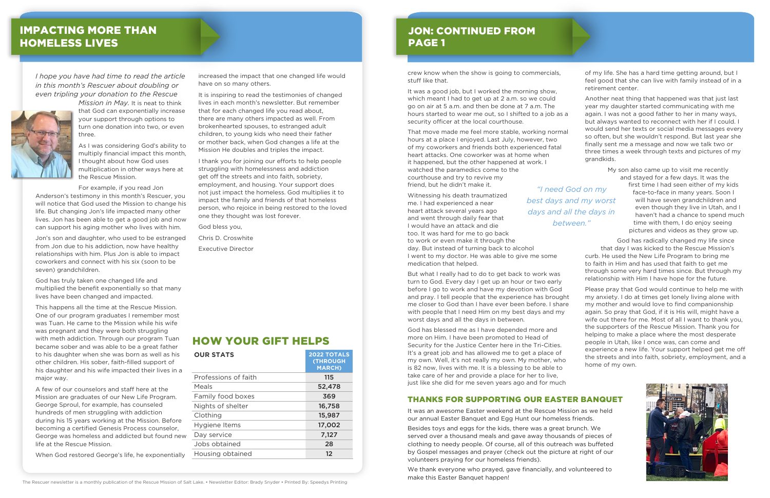## IMPACTING MORE THAN HOMELESS LIVES

*I hope you have had time to read the article in this month's Rescuer about doubling or even tripling your donation to the Rescue Mission in May.* It is neat to think that God can exponentially increase your support through options to turn one donation into two, or even three.

As I was considering God's ability to multiply financial impact this month, I thought about how God uses multiplication in other ways here at the Rescue Mission.

For example, if you read Jon Anderson's testimony in this month's Rescuer, you will notice that God used the Mission to change his life. But changing Jon's life impacted many other lives. Jon has been able to get a good job and now can support his aging mother who lives with him.

Jon's son and daughter, who used to be estranged from Jon due to his addiction, now have healthy relationships with him. Plus Jon is able to impact coworkers and connect with his six (soon to be seven) grandchildren.

God has truly taken one changed life and multiplied the benefit exponentially so that many lives have been changed and impacted.

This happens all the time at the Rescue Mission. One of our program graduates I remember most was Tuan. He came to the Mission while his wife was pregnant and they were both struggling with meth addiction. Through our program Tuan became sober and was able to be a great father to his daughter when she was born as well as his other children. His sober, faith-filled support of his daughter and his wife impacted their lives in a major way.

A few of our counselors and staff here at the Mission are graduates of our New Life Program. George Sproul, for example, has counseled hundreds of men struggling with addiction during his 15 years working at the Mission. Before becoming a certified Genesis Process counselor, George was homeless and addicted but found new life at the Rescue Mission.

When God restored George's life, he exponentially increased the impact that one changed life would have on so many others.

It is inspiring to read the testimonies of changed lives in each month's newsletter. But remember that for each changed life you read about, there are many others impacted as well. From brokenhearted spouses, to estranged adult children, to young kids who need their father or mother back, when God changes a life at the Mission He doubles and triples the impact.

I thank you for joining our efforts to help people struggling with homelessness and addiction get off the streets and into faith, sobriety, employment, and housing. Your support does not just impact the homeless. God multiplies it to impact the family and friends of that homeless person, who rejoice in being restored to the loved one they thought was lost forever.

God bless you,

Chris D. Croswhite

Executive Director

## HOW YOUR GIFT HELPS

| OUR STATS | 2022 TOTALS (THROUGH MARCH) |
|---|---|
| Professions of faith | 115 |
| Meals | 52,478 |
| Family food boxes | 369 |
| Nights of shelter | 16,758 |
| Clothing | 15,987 |
| Hygiene Items | 17,002 |
| Day service | 7,127 |
| Jobs obtained | 28 |
| Housing obtained | 12 |

## JON: CONTINUED FROM PAGE 1

crew know when the show is going to commercials, stuff like that.

It was a good job, but I worked the morning show, which meant I had to get up at 2 a.m. so we could go on air at 5 a.m. and then be done at 7 a.m. The hours started to wear me out, so I shifted to a job as a security officer at the local courthouse.

That move made me feel more stable, working normal hours at a place I enjoyed. Last July, however, two of my coworkers and friends both experienced fatal heart attacks. One coworker was at home when it happened, but the other happened at work. I watched the paramedics come to the courthouse and try to revive my friend, but he didn't make it.

Witnessing his death traumatized me. I had experienced a near heart attack several years ago and went through daily fear that I would have an attack and die too. It was hard for me to go back to work or even make it through the day. But instead of turning back to alcohol I went to my doctor. He was able to give me some medication that helped.

But what I really had to do to get back to work was turn to God. Every day I get up an hour or two early before I go to work and have my devotion with God and pray. I tell people that the experience has brought me closer to God than I have ever been before. I share with people that I need Him on my best days and my worst days and all the days in between.

*"I need God on my best days and my worst days and all the days in between."*

God has blessed me as I have depended more and more on Him. I have been promoted to Head of Security for the Justice Center here in the Tri-Cities. It's a great job and has allowed me to get a place of my own. Well, it's not really my own. My mother, who is 82 now, lives with me. It is a blessing to be able to take care of her and provide a place for her to live, just like she did for me seven years ago and for much of my life. She has a hard time getting around, but I feel good that she can live with family instead of in a retirement center.

Another neat thing that happened was that just last year my daughter started communicating with me again. I was not a good father to her in many ways, but always wanted to reconnect with her if I could. I would send her texts or social media messages every so often, but she wouldn't respond. But last year she finally sent me a message and now we talk two or three times a week through texts and pictures of my grandkids.

My son also came up to visit me recently and stayed for a few days. It was the first time I had seen either of my kids face-to-face in many years. Soon I will have seven grandchildren and even though they live in Utah, and I haven't had a chance to spend much time with them, I do enjoy seeing pictures and videos as they grow up.

God has radically changed my life since that day I was kicked to the Rescue Mission's curb. He used the New Life Program to bring me to faith in Him and has used that faith to get me through some very hard times since. But through my relationship with Him I have hope for the future.

Please pray that God would continue to help me with my anxiety. I do at times get lonely living alone with my mother and would love to find companionship again. So pray that God, if it is His will, might have a wife out there for me. Most of all I want to thank you, the supporters of the Rescue Mission. Thank you for helping to make a place where the most desperate people in Utah, like I once was, can come and experience a new life. Your support helped get me off the streets and into faith, sobriety, employment, and a home of my own.

### THANKS FOR SUPPORTING OUR EASTER BANQUET

It was an awesome Easter weekend at the Rescue Mission as we held our annual Easter Banquet and Egg Hunt our homeless friends.

Besides toys and eggs for the kids, there was a great brunch. We served over a thousand meals and gave away thousands of pieces of clothing to needy people. Of course, all of this outreach was buffeted by Gospel messages and prayer (check out the picture at right of our volunteers praying for our homeless friends).

We thank everyone who prayed, gave financially, and volunteered to make this Easter Banquet happen!

The Rescuer newsletter is a monthly publication of the Rescue Mission of Salt Lake. • Newsletter Editor: Brady Snyder • Printed By: Speedys Printing